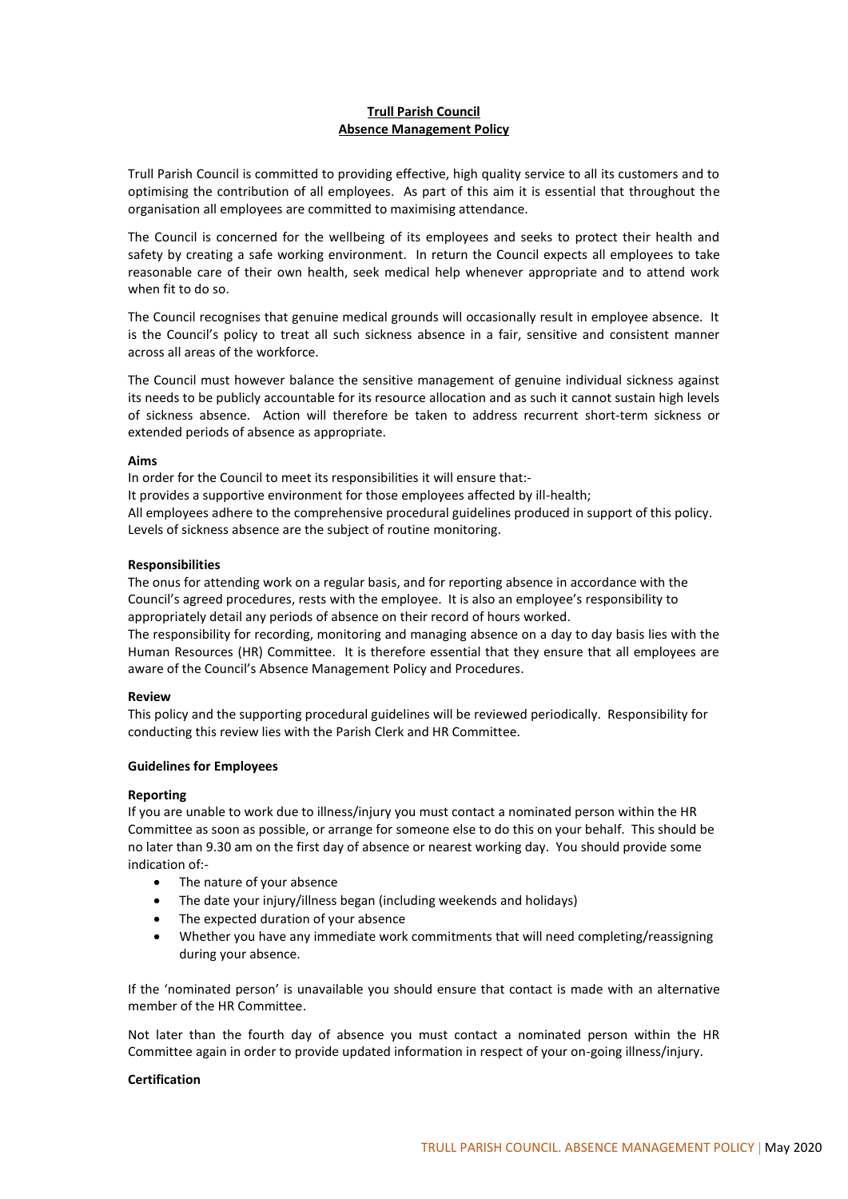**Trull Parish Council**
**Absence Management Policy**

Trull Parish Council is committed to providing effective, high quality service to all its customers and to optimising the contribution of all employees. As part of this aim it is essential that throughout the organisation all employees are committed to maximising attendance.

The Council is concerned for the wellbeing of its employees and seeks to protect their health and safety by creating a safe working environment. In return the Council expects all employees to take reasonable care of their own health, seek medical help whenever appropriate and to attend work when fit to do so.

The Council recognises that genuine medical grounds will occasionally result in employee absence. It is the Council's policy to treat all such sickness absence in a fair, sensitive and consistent manner across all areas of the workforce.

The Council must however balance the sensitive management of genuine individual sickness against its needs to be publicly accountable for its resource allocation and as such it cannot sustain high levels of sickness absence. Action will therefore be taken to address recurrent short-term sickness or extended periods of absence as appropriate.

**Aims**

In order for the Council to meet its responsibilities it will ensure that:-
It provides a supportive environment for those employees affected by ill-health;
All employees adhere to the comprehensive procedural guidelines produced in support of this policy.
Levels of sickness absence are the subject of routine monitoring.

**Responsibilities**

The onus for attending work on a regular basis, and for reporting absence in accordance with the Council's agreed procedures, rests with the employee. It is also an employee's responsibility to appropriately detail any periods of absence on their record of hours worked.
The responsibility for recording, monitoring and managing absence on a day to day basis lies with the Human Resources (HR) Committee. It is therefore essential that they ensure that all employees are aware of the Council's Absence Management Policy and Procedures.

**Review**

This policy and the supporting procedural guidelines will be reviewed periodically. Responsibility for conducting this review lies with the Parish Clerk and HR Committee.

**Guidelines for Employees**

**Reporting**

If you are unable to work due to illness/injury you must contact a nominated person within the HR Committee as soon as possible, or arrange for someone else to do this on your behalf. This should be no later than 9.30 am on the first day of absence or nearest working day. You should provide some indication of:-

- The nature of your absence
- The date your injury/illness began (including weekends and holidays)
- The expected duration of your absence
- Whether you have any immediate work commitments that will need completing/reassigning during your absence.

If the 'nominated person' is unavailable you should ensure that contact is made with an alternative member of the HR Committee.

Not later than the fourth day of absence you must contact a nominated person within the HR Committee again in order to provide updated information in respect of your on-going illness/injury.

**Certification**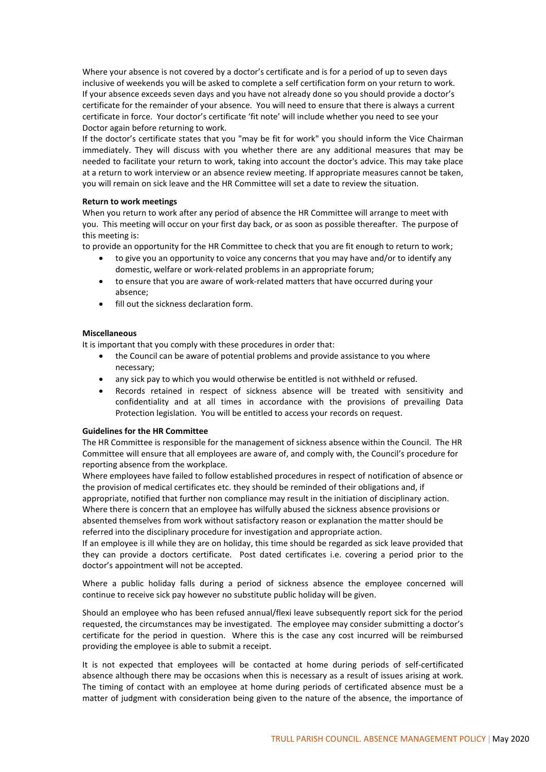Where your absence is not covered by a doctor's certificate and is for a period of up to seven days inclusive of weekends you will be asked to complete a self certification form on your return to work. If your absence exceeds seven days and you have not already done so you should provide a doctor's certificate for the remainder of your absence. You will need to ensure that there is always a current certificate in force. Your doctor's certificate 'fit note' will include whether you need to see your Doctor again before returning to work.

If the doctor's certificate states that you "may be fit for work" you should inform the Vice Chairman immediately. They will discuss with you whether there are any additional measures that may be needed to facilitate your return to work, taking into account the doctor's advice. This may take place at a return to work interview or an absence review meeting. If appropriate measures cannot be taken, you will remain on sick leave and the HR Committee will set a date to review the situation.

**Return to work meetings**

When you return to work after any period of absence the HR Committee will arrange to meet with you. This meeting will occur on your first day back, or as soon as possible thereafter. The purpose of this meeting is:

to provide an opportunity for the HR Committee to check that you are fit enough to return to work;

- to give you an opportunity to voice any concerns that you may have and/or to identify any domestic, welfare or work-related problems in an appropriate forum;
- to ensure that you are aware of work-related matters that have occurred during your absence;
- fill out the sickness declaration form.

**Miscellaneous**

It is important that you comply with these procedures in order that:

- the Council can be aware of potential problems and provide assistance to you where necessary;
- any sick pay to which you would otherwise be entitled is not withheld or refused.
- Records retained in respect of sickness absence will be treated with sensitivity and confidentiality and at all times in accordance with the provisions of prevailing Data Protection legislation. You will be entitled to access your records on request.

**Guidelines for the HR Committee**

The HR Committee is responsible for the management of sickness absence within the Council. The HR Committee will ensure that all employees are aware of, and comply with, the Council's procedure for reporting absence from the workplace.

Where employees have failed to follow established procedures in respect of notification of absence or the provision of medical certificates etc. they should be reminded of their obligations and, if appropriate, notified that further non compliance may result in the initiation of disciplinary action.

Where there is concern that an employee has wilfully abused the sickness absence provisions or absented themselves from work without satisfactory reason or explanation the matter should be referred into the disciplinary procedure for investigation and appropriate action.

If an employee is ill while they are on holiday, this time should be regarded as sick leave provided that they can provide a doctors certificate. Post dated certificates i.e. covering a period prior to the doctor's appointment will not be accepted.

Where a public holiday falls during a period of sickness absence the employee concerned will continue to receive sick pay however no substitute public holiday will be given.

Should an employee who has been refused annual/flexi leave subsequently report sick for the period requested, the circumstances may be investigated. The employee may consider submitting a doctor's certificate for the period in question. Where this is the case any cost incurred will be reimbursed providing the employee is able to submit a receipt.

It is not expected that employees will be contacted at home during periods of self-certificated absence although there may be occasions when this is necessary as a result of issues arising at work. The timing of contact with an employee at home during periods of certificated absence must be a matter of judgment with consideration being given to the nature of the absence, the importance of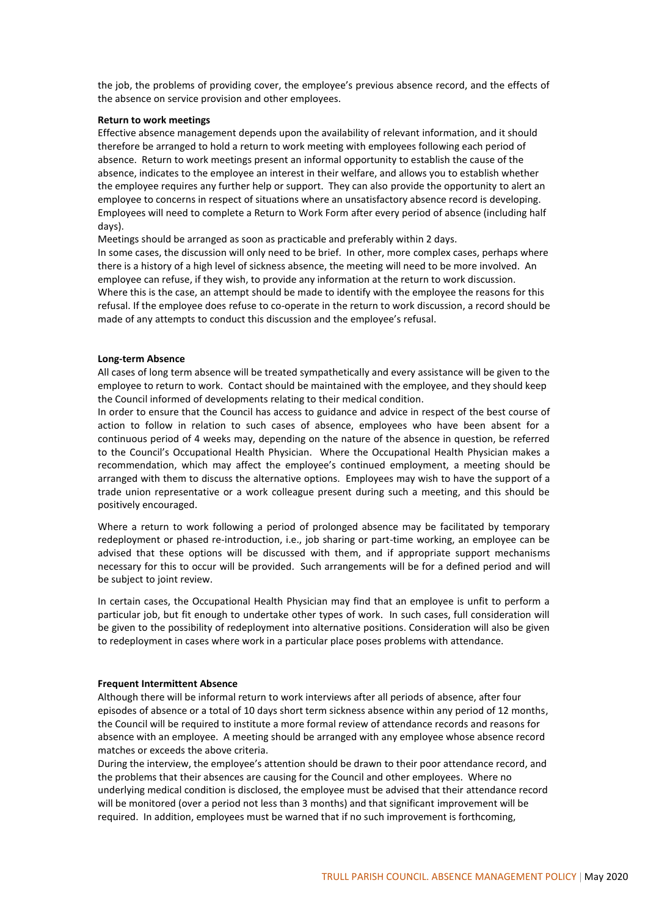the job, the problems of providing cover, the employee's previous absence record, and the effects of the absence on service provision and other employees.

**Return to work meetings**

Effective absence management depends upon the availability of relevant information, and it should therefore be arranged to hold a return to work meeting with employees following each period of absence. Return to work meetings present an informal opportunity to establish the cause of the absence, indicates to the employee an interest in their welfare, and allows you to establish whether the employee requires any further help or support. They can also provide the opportunity to alert an employee to concerns in respect of situations where an unsatisfactory absence record is developing. Employees will need to complete a Return to Work Form after every period of absence (including half days).

Meetings should be arranged as soon as practicable and preferably within 2 days.

In some cases, the discussion will only need to be brief. In other, more complex cases, perhaps where there is a history of a high level of sickness absence, the meeting will need to be more involved. An employee can refuse, if they wish, to provide any information at the return to work discussion. Where this is the case, an attempt should be made to identify with the employee the reasons for this refusal. If the employee does refuse to co-operate in the return to work discussion, a record should be made of any attempts to conduct this discussion and the employee's refusal.

**Long-term Absence**

All cases of long term absence will be treated sympathetically and every assistance will be given to the employee to return to work. Contact should be maintained with the employee, and they should keep the Council informed of developments relating to their medical condition.

In order to ensure that the Council has access to guidance and advice in respect of the best course of action to follow in relation to such cases of absence, employees who have been absent for a continuous period of 4 weeks may, depending on the nature of the absence in question, be referred to the Council's Occupational Health Physician. Where the Occupational Health Physician makes a recommendation, which may affect the employee's continued employment, a meeting should be arranged with them to discuss the alternative options. Employees may wish to have the support of a trade union representative or a work colleague present during such a meeting, and this should be positively encouraged.

Where a return to work following a period of prolonged absence may be facilitated by temporary redeployment or phased re-introduction, i.e., job sharing or part-time working, an employee can be advised that these options will be discussed with them, and if appropriate support mechanisms necessary for this to occur will be provided. Such arrangements will be for a defined period and will be subject to joint review.

In certain cases, the Occupational Health Physician may find that an employee is unfit to perform a particular job, but fit enough to undertake other types of work. In such cases, full consideration will be given to the possibility of redeployment into alternative positions. Consideration will also be given to redeployment in cases where work in a particular place poses problems with attendance.

**Frequent Intermittent Absence**

Although there will be informal return to work interviews after all periods of absence, after four episodes of absence or a total of 10 days short term sickness absence within any period of 12 months, the Council will be required to institute a more formal review of attendance records and reasons for absence with an employee. A meeting should be arranged with any employee whose absence record matches or exceeds the above criteria.

During the interview, the employee's attention should be drawn to their poor attendance record, and the problems that their absences are causing for the Council and other employees. Where no underlying medical condition is disclosed, the employee must be advised that their attendance record will be monitored (over a period not less than 3 months) and that significant improvement will be required. In addition, employees must be warned that if no such improvement is forthcoming,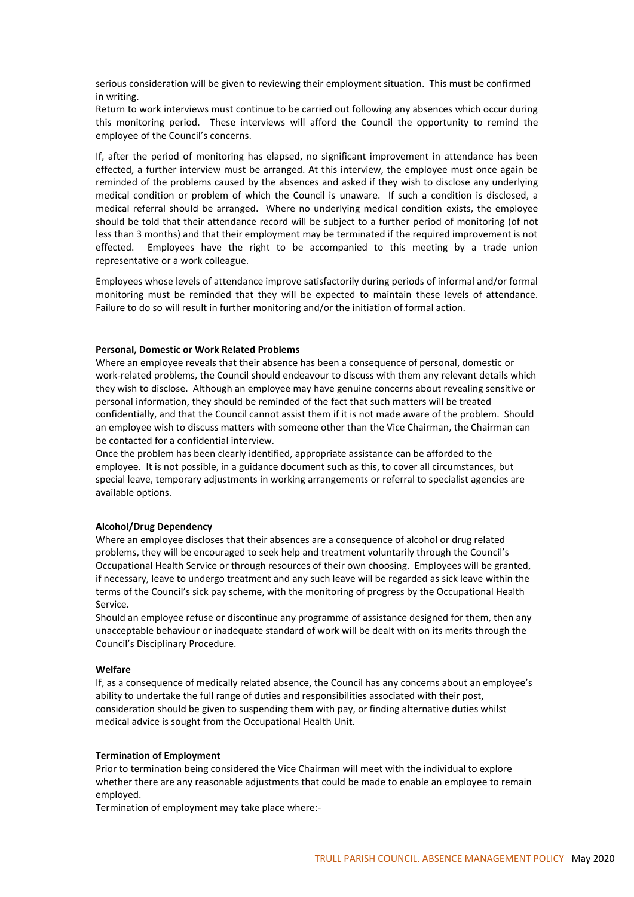serious consideration will be given to reviewing their employment situation. This must be confirmed in writing.

Return to work interviews must continue to be carried out following any absences which occur during this monitoring period. These interviews will afford the Council the opportunity to remind the employee of the Council's concerns.

If, after the period of monitoring has elapsed, no significant improvement in attendance has been effected, a further interview must be arranged. At this interview, the employee must once again be reminded of the problems caused by the absences and asked if they wish to disclose any underlying medical condition or problem of which the Council is unaware. If such a condition is disclosed, a medical referral should be arranged. Where no underlying medical condition exists, the employee should be told that their attendance record will be subject to a further period of monitoring (of not less than 3 months) and that their employment may be terminated if the required improvement is not effected. Employees have the right to be accompanied to this meeting by a trade union representative or a work colleague.

Employees whose levels of attendance improve satisfactorily during periods of informal and/or formal monitoring must be reminded that they will be expected to maintain these levels of attendance. Failure to do so will result in further monitoring and/or the initiation of formal action.

**Personal, Domestic or Work Related Problems**

Where an employee reveals that their absence has been a consequence of personal, domestic or work-related problems, the Council should endeavour to discuss with them any relevant details which they wish to disclose. Although an employee may have genuine concerns about revealing sensitive or personal information, they should be reminded of the fact that such matters will be treated confidentially, and that the Council cannot assist them if it is not made aware of the problem. Should an employee wish to discuss matters with someone other than the Vice Chairman, the Chairman can be contacted for a confidential interview.

Once the problem has been clearly identified, appropriate assistance can be afforded to the employee. It is not possible, in a guidance document such as this, to cover all circumstances, but special leave, temporary adjustments in working arrangements or referral to specialist agencies are available options.

**Alcohol/Drug Dependency**

Where an employee discloses that their absences are a consequence of alcohol or drug related problems, they will be encouraged to seek help and treatment voluntarily through the Council's Occupational Health Service or through resources of their own choosing. Employees will be granted, if necessary, leave to undergo treatment and any such leave will be regarded as sick leave within the terms of the Council's sick pay scheme, with the monitoring of progress by the Occupational Health Service.

Should an employee refuse or discontinue any programme of assistance designed for them, then any unacceptable behaviour or inadequate standard of work will be dealt with on its merits through the Council's Disciplinary Procedure.

**Welfare**

If, as a consequence of medically related absence, the Council has any concerns about an employee's ability to undertake the full range of duties and responsibilities associated with their post, consideration should be given to suspending them with pay, or finding alternative duties whilst medical advice is sought from the Occupational Health Unit.

**Termination of Employment**

Prior to termination being considered the Vice Chairman will meet with the individual to explore whether there are any reasonable adjustments that could be made to enable an employee to remain employed.

Termination of employment may take place where:-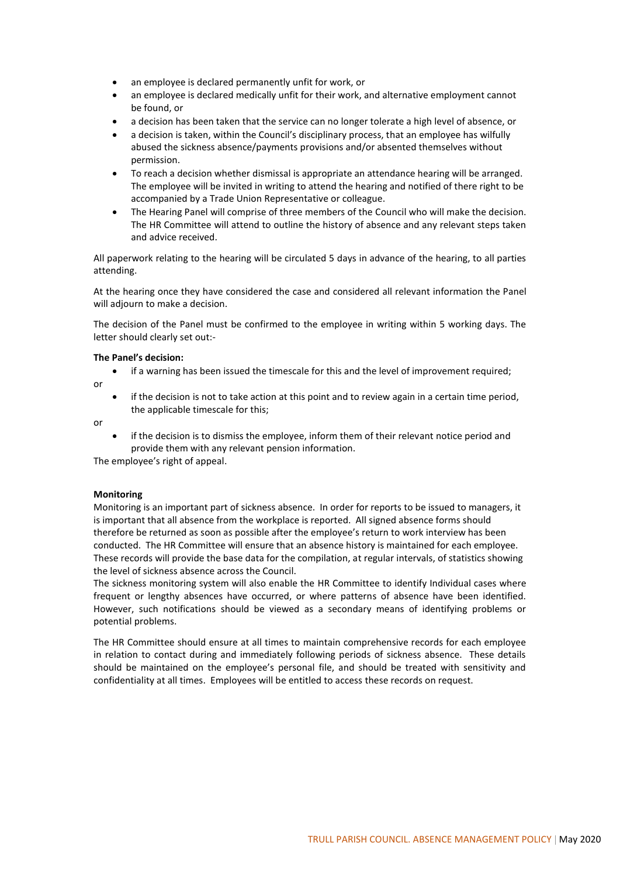- an employee is declared permanently unfit for work, or
- an employee is declared medically unfit for their work, and alternative employment cannot be found, or
- a decision has been taken that the service can no longer tolerate a high level of absence, or
- a decision is taken, within the Council's disciplinary process, that an employee has wilfully abused the sickness absence/payments provisions and/or absented themselves without permission.
- To reach a decision whether dismissal is appropriate an attendance hearing will be arranged. The employee will be invited in writing to attend the hearing and notified of there right to be accompanied by a Trade Union Representative or colleague.
- The Hearing Panel will comprise of three members of the Council who will make the decision. The HR Committee will attend to outline the history of absence and any relevant steps taken and advice received.

All paperwork relating to the hearing will be circulated 5 days in advance of the hearing, to all parties attending.

At the hearing once they have considered the case and considered all relevant information the Panel will adjourn to make a decision.

The decision of the Panel must be confirmed to the employee in writing within 5 working days. The letter should clearly set out:-

**The Panel's decision:**

- if a warning has been issued the timescale for this and the level of improvement required;

or

- if the decision is not to take action at this point and to review again in a certain time period, the applicable timescale for this;

or

- if the decision is to dismiss the employee, inform them of their relevant notice period and provide them with any relevant pension information.

The employee's right of appeal.

**Monitoring**

Monitoring is an important part of sickness absence. In order for reports to be issued to managers, it is important that all absence from the workplace is reported. All signed absence forms should therefore be returned as soon as possible after the employee's return to work interview has been conducted. The HR Committee will ensure that an absence history is maintained for each employee. These records will provide the base data for the compilation, at regular intervals, of statistics showing the level of sickness absence across the Council.

The sickness monitoring system will also enable the HR Committee to identify Individual cases where frequent or lengthy absences have occurred, or where patterns of absence have been identified. However, such notifications should be viewed as a secondary means of identifying problems or potential problems.

The HR Committee should ensure at all times to maintain comprehensive records for each employee in relation to contact during and immediately following periods of sickness absence. These details should be maintained on the employee's personal file, and should be treated with sensitivity and confidentiality at all times. Employees will be entitled to access these records on request.